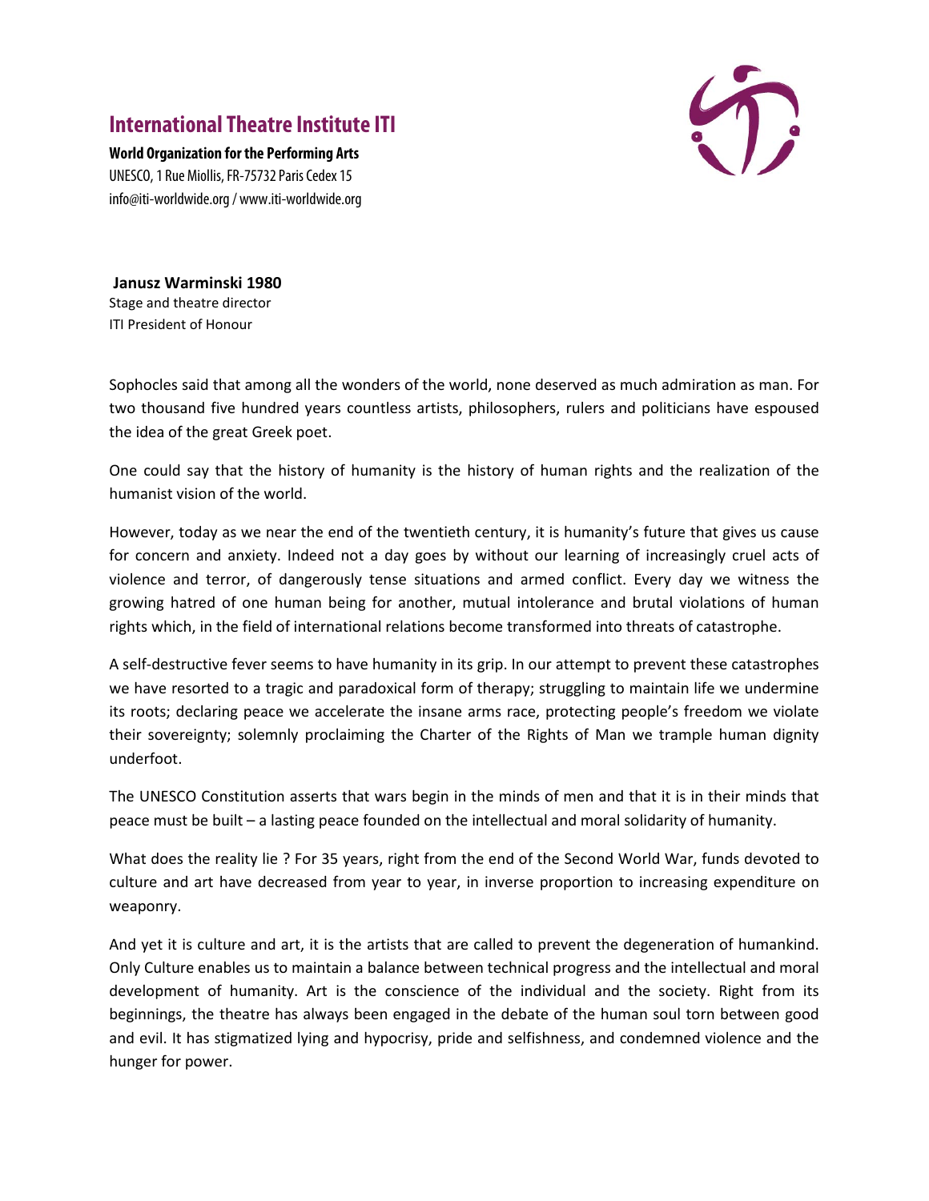# International Theatre Institute ITI

**World Organization for the Performing Arts**
UNESCO, 1 Rue Miollis, FR-75732 Paris Cedex 15
info@iti-worldwide.org / www.iti-worldwide.org

**Janusz Warminski 1980**
Stage and theatre director
ITI President of Honour

Sophocles said that among all the wonders of the world, none deserved as much admiration as man. For two thousand five hundred years countless artists, philosophers, rulers and politicians have espoused the idea of the great Greek poet.

One could say that the history of humanity is the history of human rights and the realization of the humanist vision of the world.

However, today as we near the end of the twentieth century, it is humanity's future that gives us cause for concern and anxiety. Indeed not a day goes by without our learning of increasingly cruel acts of violence and terror, of dangerously tense situations and armed conflict. Every day we witness the growing hatred of one human being for another, mutual intolerance and brutal violations of human rights which, in the field of international relations become transformed into threats of catastrophe.

A self-destructive fever seems to have humanity in its grip. In our attempt to prevent these catastrophes we have resorted to a tragic and paradoxical form of therapy; struggling to maintain life we undermine its roots; declaring peace we accelerate the insane arms race, protecting people's freedom we violate their sovereignty; solemnly proclaiming the Charter of the Rights of Man we trample human dignity underfoot.

The UNESCO Constitution asserts that wars begin in the minds of men and that it is in their minds that peace must be built – a lasting peace founded on the intellectual and moral solidarity of humanity.

What does the reality lie ? For 35 years, right from the end of the Second World War, funds devoted to culture and art have decreased from year to year, in inverse proportion to increasing expenditure on weaponry.

And yet it is culture and art, it is the artists that are called to prevent the degeneration of humankind. Only Culture enables us to maintain a balance between technical progress and the intellectual and moral development of humanity. Art is the conscience of the individual and the society. Right from its beginnings, the theatre has always been engaged in the debate of the human soul torn between good and evil. It has stigmatized lying and hypocrisy, pride and selfishness, and condemned violence and the hunger for power.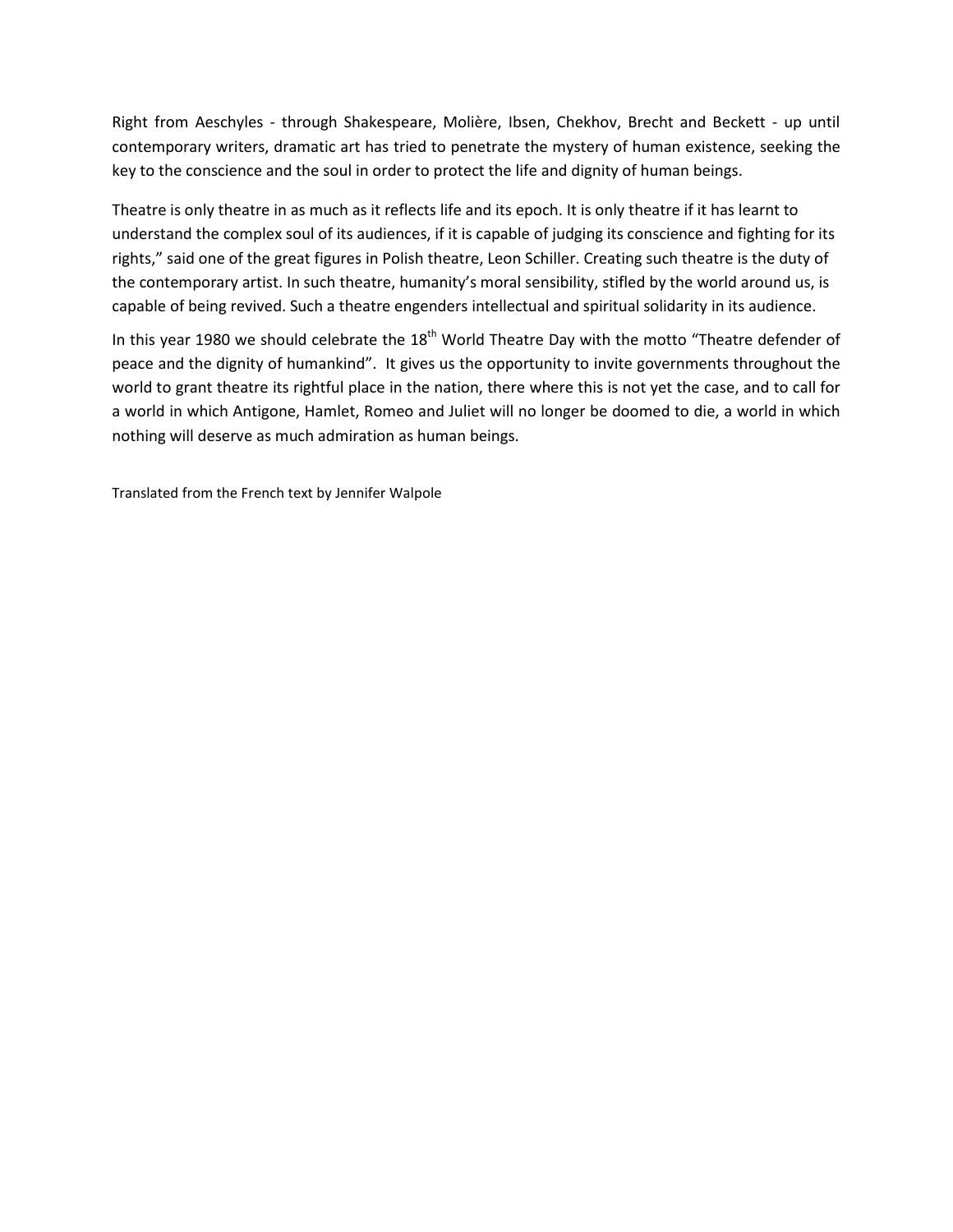Right from Aeschyles - through Shakespeare, Molière, Ibsen, Chekhov, Brecht and Beckett - up until contemporary writers, dramatic art has tried to penetrate the mystery of human existence, seeking the key to the conscience and the soul in order to protect the life and dignity of human beings.

Theatre is only theatre in as much as it reflects life and its epoch. It is only theatre if it has learnt to understand the complex soul of its audiences, if it is capable of judging its conscience and fighting for its rights," said one of the great figures in Polish theatre, Leon Schiller. Creating such theatre is the duty of the contemporary artist. In such theatre, humanity's moral sensibility, stifled by the world around us, is capable of being revived. Such a theatre engenders intellectual and spiritual solidarity in its audience.

In this year 1980 we should celebrate the 18th World Theatre Day with the motto "Theatre defender of peace and the dignity of humankind". It gives us the opportunity to invite governments throughout the world to grant theatre its rightful place in the nation, there where this is not yet the case, and to call for a world in which Antigone, Hamlet, Romeo and Juliet will no longer be doomed to die, a world in which nothing will deserve as much admiration as human beings.

Translated from the French text by Jennifer Walpole